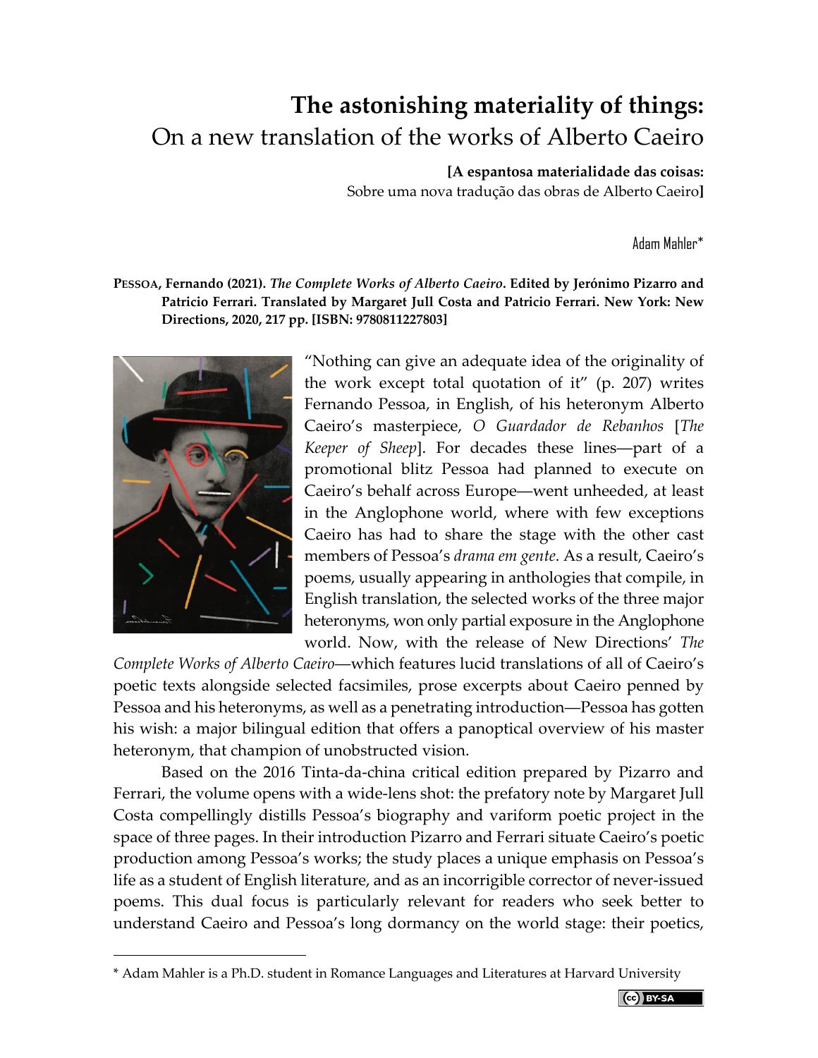# The astonishing materiality of things:
## On a new translation of the works of Alberto Caeiro

**[A espantosa materialidade das coisas:**
Sobre uma nova tradução das obras de Alberto Caeiro**]**

Adam Mahler*

**PESSOA, Fernando (2021). *The Complete Works of Alberto Caeiro*. Edited by Jerónimo Pizarro and Patricio Ferrari. Translated by Margaret Jull Costa and Patricio Ferrari. New York: New Directions, 2020, 217 pp. [ISBN: 9780811227803]**

"Nothing can give an adequate idea of the originality of the work except total quotation of it" (p. 207) writes Fernando Pessoa, in English, of his heteronym Alberto Caeiro's masterpiece, *O Guardador de Rebanhos* [*The Keeper of Sheep*]. For decades these lines—part of a promotional blitz Pessoa had planned to execute on Caeiro's behalf across Europe—went unheeded, at least in the Anglophone world, where with few exceptions Caeiro has had to share the stage with the other cast members of Pessoa's *drama em gente*. As a result, Caeiro's poems, usually appearing in anthologies that compile, in English translation, the selected works of the three major heteronyms, won only partial exposure in the Anglophone world. Now, with the release of New Directions' *The Complete Works of Alberto Caeiro*—which features lucid translations of all of Caeiro's poetic texts alongside selected facsimiles, prose excerpts about Caeiro penned by Pessoa and his heteronyms, as well as a penetrating introduction—Pessoa has gotten his wish: a major bilingual edition that offers a panoptical overview of his master heteronym, that champion of unobstructed vision.

Based on the 2016 Tinta-da-china critical edition prepared by Pizarro and Ferrari, the volume opens with a wide-lens shot: the prefatory note by Margaret Jull Costa compellingly distills Pessoa's biography and variform poetic project in the space of three pages. In their introduction Pizarro and Ferrari situate Caeiro's poetic production among Pessoa's works; the study places a unique emphasis on Pessoa's life as a student of English literature, and as an incorrigible corrector of never-issued poems. This dual focus is particularly relevant for readers who seek better to understand Caeiro and Pessoa's long dormancy on the world stage: their poetics,

---

* Adam Mahler is a Ph.D. student in Romance Languages and Literatures at Harvard University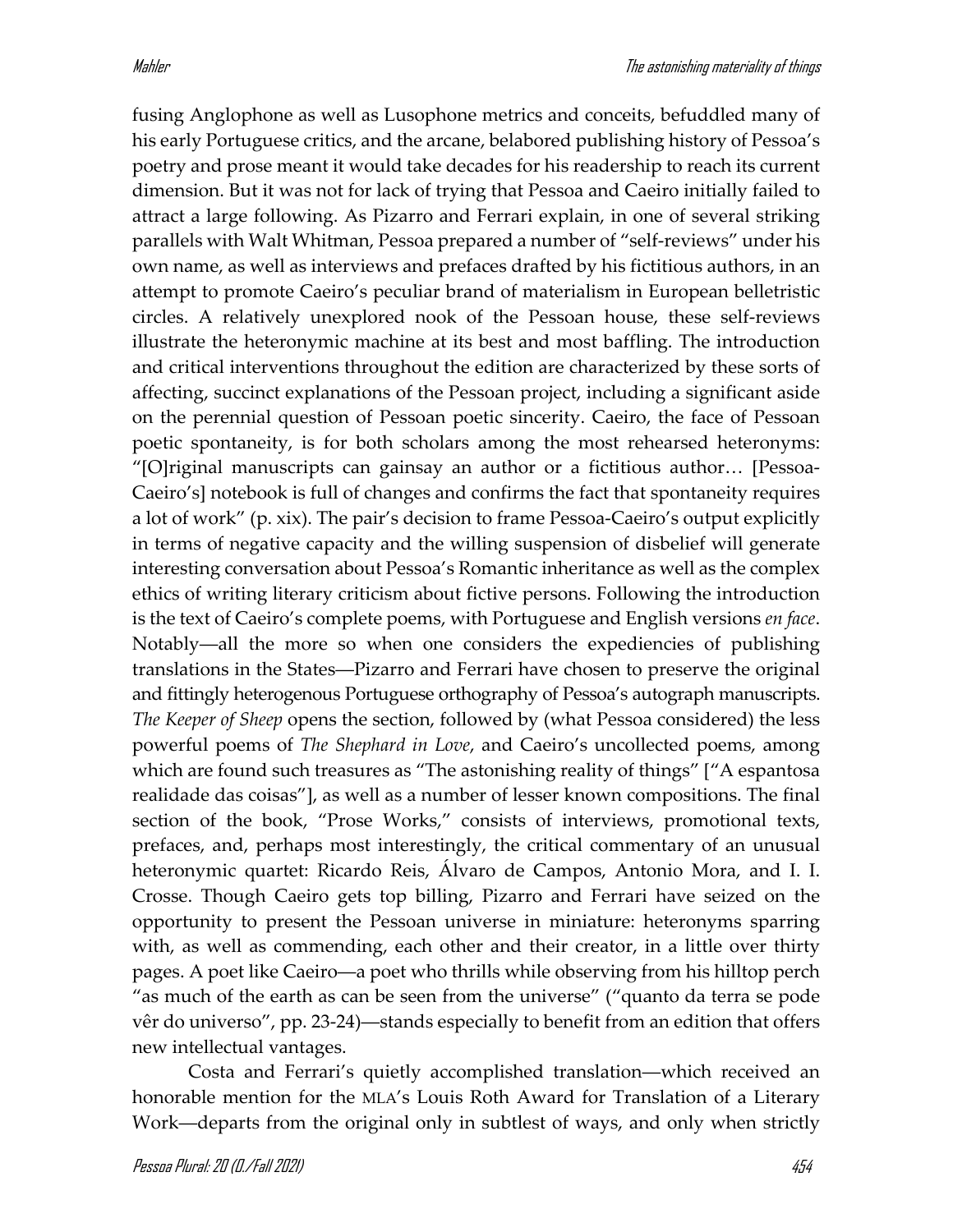fusing Anglophone as well as Lusophone metrics and conceits, befuddled many of his early Portuguese critics, and the arcane, belabored publishing history of Pessoa's poetry and prose meant it would take decades for his readership to reach its current dimension. But it was not for lack of trying that Pessoa and Caeiro initially failed to attract a large following. As Pizarro and Ferrari explain, in one of several striking parallels with Walt Whitman, Pessoa prepared a number of "self-reviews" under his own name, as well as interviews and prefaces drafted by his fictitious authors, in an attempt to promote Caeiro's peculiar brand of materialism in European belletristic circles. A relatively unexplored nook of the Pessoan house, these self-reviews illustrate the heteronymic machine at its best and most baffling. The introduction and critical interventions throughout the edition are characterized by these sorts of affecting, succinct explanations of the Pessoan project, including a significant aside on the perennial question of Pessoan poetic sincerity. Caeiro, the face of Pessoan poetic spontaneity, is for both scholars among the most rehearsed heteronyms: "[O]riginal manuscripts can gainsay an author or a fictitious author… [Pessoa-Caeiro's] notebook is full of changes and confirms the fact that spontaneity requires a lot of work" (p. xix). The pair's decision to frame Pessoa-Caeiro's output explicitly in terms of negative capacity and the willing suspension of disbelief will generate interesting conversation about Pessoa's Romantic inheritance as well as the complex ethics of writing literary criticism about fictive persons. Following the introduction is the text of Caeiro's complete poems, with Portuguese and English versions *en face*. Notably—all the more so when one considers the expediencies of publishing translations in the States—Pizarro and Ferrari have chosen to preserve the original and fittingly heterogenous Portuguese orthography of Pessoa's autograph manuscripts. *The Keeper of Sheep* opens the section, followed by (what Pessoa considered) the less powerful poems of *The Shephard in Love*, and Caeiro's uncollected poems, among which are found such treasures as "The astonishing reality of things" ["A espantosa realidade das coisas"], as well as a number of lesser known compositions. The final section of the book, "Prose Works," consists of interviews, promotional texts, prefaces, and, perhaps most interestingly, the critical commentary of an unusual heteronymic quartet: Ricardo Reis, Álvaro de Campos, Antonio Mora, and I. I. Crosse. Though Caeiro gets top billing, Pizarro and Ferrari have seized on the opportunity to present the Pessoan universe in miniature: heteronyms sparring with, as well as commending, each other and their creator, in a little over thirty pages. A poet like Caeiro—a poet who thrills while observing from his hilltop perch "as much of the earth as can be seen from the universe" ("quanto da terra se pode vêr do universo", pp. 23-24)—stands especially to benefit from an edition that offers new intellectual vantages.

Costa and Ferrari's quietly accomplished translation—which received an honorable mention for the MLA's Louis Roth Award for Translation of a Literary Work—departs from the original only in subtlest of ways, and only when strictly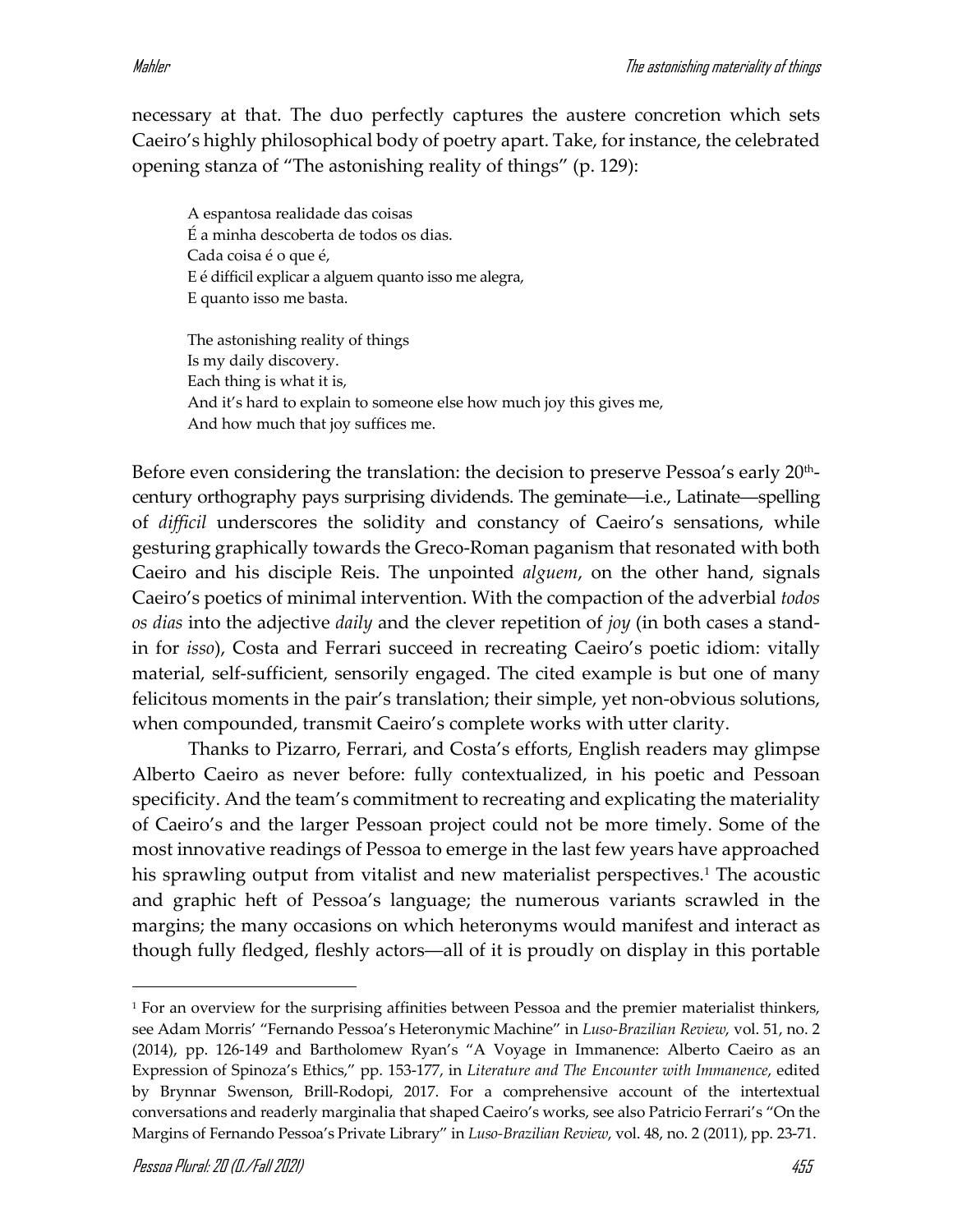necessary at that. The duo perfectly captures the austere concretion which sets Caeiro's highly philosophical body of poetry apart. Take, for instance, the celebrated opening stanza of "The astonishing reality of things" (p. 129):

> A espantosa realidade das coisas  
> É a minha descoberta de todos os dias.  
> Cada coisa é o que é,  
> E é difficil explicar a alguem quanto isso me alegra,  
> E quanto isso me basta.
>
> The astonishing reality of things  
> Is my daily discovery.  
> Each thing is what it is,  
> And it's hard to explain to someone else how much joy this gives me,  
> And how much that joy suffices me.

Before even considering the translation: the decision to preserve Pessoa's early 20th-century orthography pays surprising dividends. The geminate—i.e., Latinate—spelling of *difficil* underscores the solidity and constancy of Caeiro's sensations, while gesturing graphically towards the Greco-Roman paganism that resonated with both Caeiro and his disciple Reis. The unpointed *alguem*, on the other hand, signals Caeiro's poetics of minimal intervention. With the compaction of the adverbial *todos os dias* into the adjective *daily* and the clever repetition of *joy* (in both cases a stand-in for *isso*), Costa and Ferrari succeed in recreating Caeiro's poetic idiom: vitally material, self-sufficient, sensorily engaged. The cited example is but one of many felicitous moments in the pair's translation; their simple, yet non-obvious solutions, when compounded, transmit Caeiro's complete works with utter clarity.

Thanks to Pizarro, Ferrari, and Costa's efforts, English readers may glimpse Alberto Caeiro as never before: fully contextualized, in his poetic and Pessoan specificity. And the team's commitment to recreating and explicating the materiality of Caeiro's and the larger Pessoan project could not be more timely. Some of the most innovative readings of Pessoa to emerge in the last few years have approached his sprawling output from vitalist and new materialist perspectives.[1] The acoustic and graphic heft of Pessoa's language; the numerous variants scrawled in the margins; the many occasions on which heteronyms would manifest and interact as though fully fledged, fleshly actors—all of it is proudly on display in this portable

[1] For an overview for the surprising affinities between Pessoa and the premier materialist thinkers, see Adam Morris' "Fernando Pessoa's Heteronymic Machine" in *Luso-Brazilian Review*, vol. 51, no. 2 (2014), pp. 126-149 and Bartholomew Ryan's "A Voyage in Immanence: Alberto Caeiro as an Expression of Spinoza's Ethics," pp. 153-177, in *Literature and The Encounter with Immanence*, edited by Brynnar Swenson, Brill-Rodopi, 2017. For a comprehensive account of the intertextual conversations and readerly marginalia that shaped Caeiro's works, see also Patricio Ferrari's "On the Margins of Fernando Pessoa's Private Library" in *Luso-Brazilian Review*, vol. 48, no. 2 (2011), pp. 23-71.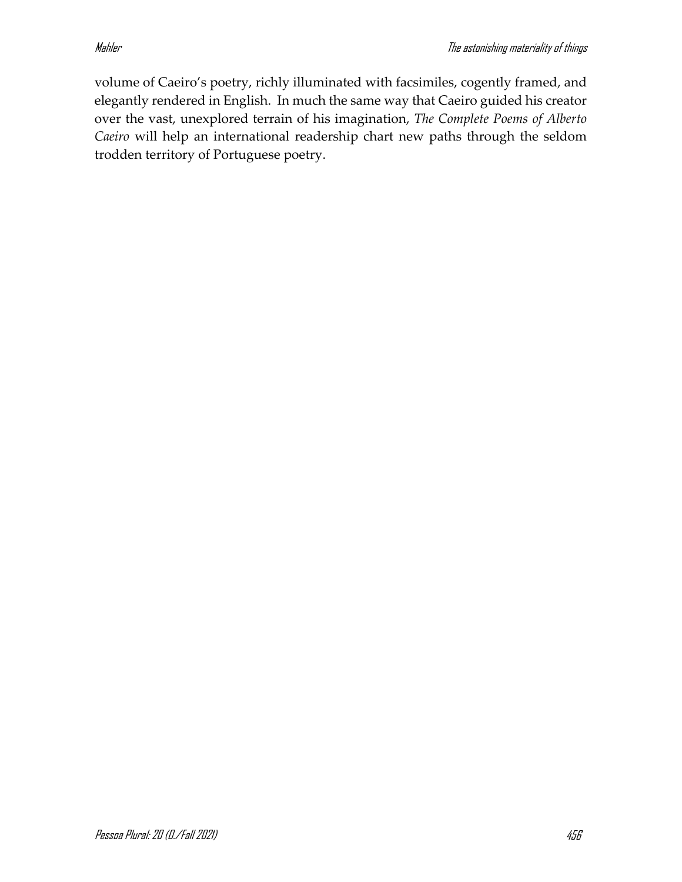volume of Caeiro's poetry, richly illuminated with facsimiles, cogently framed, and elegantly rendered in English. In much the same way that Caeiro guided his creator over the vast, unexplored terrain of his imagination, *The Complete Poems of Alberto Caeiro* will help an international readership chart new paths through the seldom trodden territory of Portuguese poetry.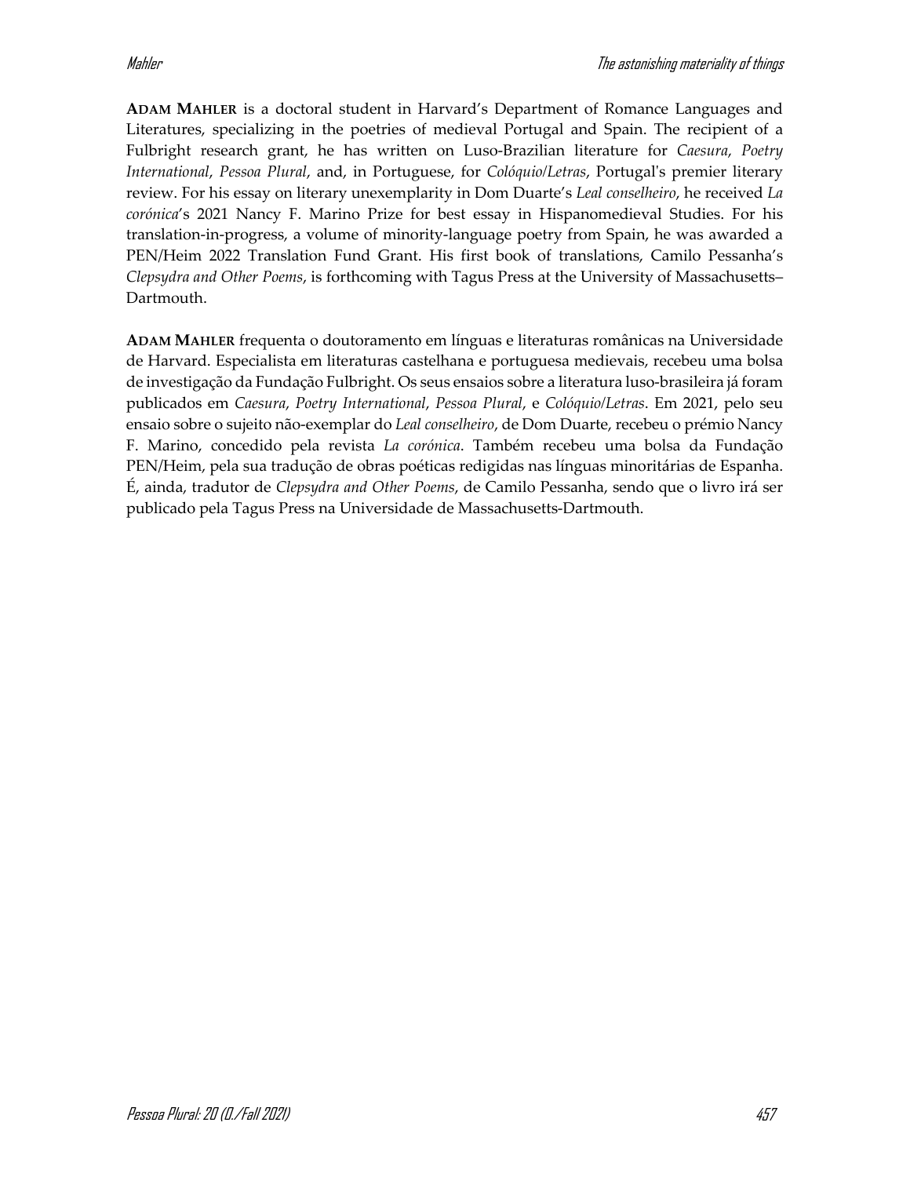**ADAM MAHLER** is a doctoral student in Harvard's Department of Romance Languages and Literatures, specializing in the poetries of medieval Portugal and Spain. The recipient of a Fulbright research grant, he has written on Luso-Brazilian literature for *Caesura*, *Poetry International*, *Pessoa Plural*, and, in Portuguese, for *Colóquio/Letras*, Portugal's premier literary review. For his essay on literary unexemplarity in Dom Duarte's *Leal conselheiro*, he received *La corónica*'s 2021 Nancy F. Marino Prize for best essay in Hispanomedieval Studies. For his translation-in-progress, a volume of minority-language poetry from Spain, he was awarded a PEN/Heim 2022 Translation Fund Grant. His first book of translations, Camilo Pessanha's *Clepsydra and Other Poems*, is forthcoming with Tagus Press at the University of Massachusetts–Dartmouth.

**ADAM MAHLER** frequenta o doutoramento em línguas e literaturas românicas na Universidade de Harvard. Especialista em literaturas castelhana e portuguesa medievais, recebeu uma bolsa de investigação da Fundação Fulbright. Os seus ensaios sobre a literatura luso-brasileira já foram publicados em *Caesura*, *Poetry International*, *Pessoa Plural*, e *Colóquio/Letras*. Em 2021, pelo seu ensaio sobre o sujeito não-exemplar do *Leal conselheiro*, de Dom Duarte, recebeu o prémio Nancy F. Marino, concedido pela revista *La corónica*. Também recebeu uma bolsa da Fundação PEN/Heim, pela sua tradução de obras poéticas redigidas nas línguas minoritárias de Espanha. É, ainda, tradutor de *Clepsydra and Other Poems*, de Camilo Pessanha, sendo que o livro irá ser publicado pela Tagus Press na Universidade de Massachusetts-Dartmouth.